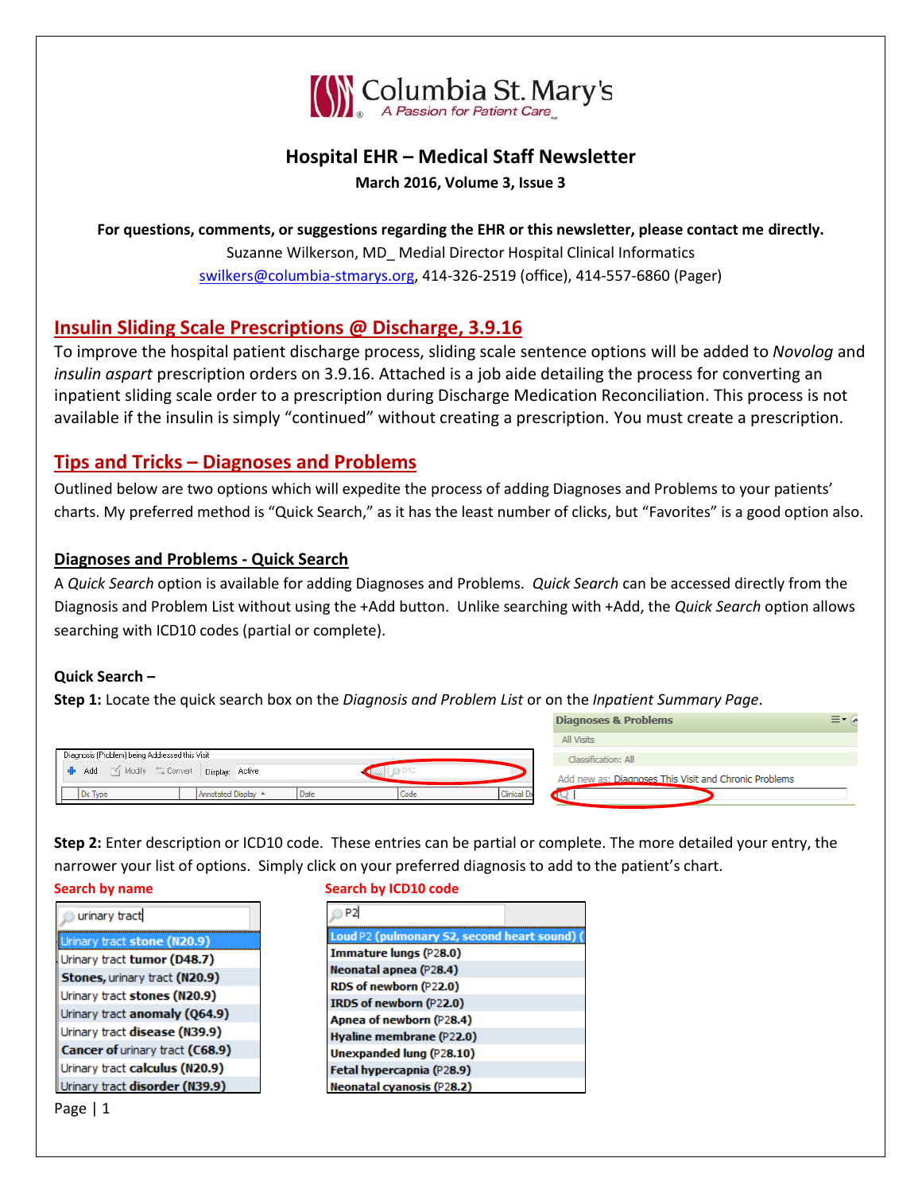Columbia St. Mary's
A Passion for Patient Care

# Hospital EHR – Medical Staff Newsletter

**March 2016, Volume 3, Issue 3**

**For questions, comments, or suggestions regarding the EHR or this newsletter, please contact me directly.**
Suzanne Wilkerson, MD_ Medial Director Hospital Clinical Informatics
swilkers@columbia-stmarys.org, 414-326-2519 (office), 414-557-6860 (Pager)

## Insulin Sliding Scale Prescriptions @ Discharge, 3.9.16

To improve the hospital patient discharge process, sliding scale sentence options will be added to *Novolog* and *insulin aspart* prescription orders on 3.9.16. Attached is a job aide detailing the process for converting an inpatient sliding scale order to a prescription during Discharge Medication Reconciliation. This process is not available if the insulin is simply "continued" without creating a prescription. You must create a prescription.

## Tips and Tricks – Diagnoses and Problems

Outlined below are two options which will expedite the process of adding Diagnoses and Problems to your patients' charts. My preferred method is "Quick Search," as it has the least number of clicks, but "Favorites" is a good option also.

### Diagnoses and Problems - Quick Search

A *Quick Search* option is available for adding Diagnoses and Problems. *Quick Search* can be accessed directly from the Diagnosis and Problem List without using the +Add button. Unlike searching with +Add, the *Quick Search* option allows searching with ICD10 codes (partial or complete).

**Quick Search –**

**Step 1:** Locate the quick search box on the *Diagnosis and Problem List* or on the *Inpatient Summary Page*.

**Step 2:** Enter description or ICD10 code. These entries can be partial or complete. The more detailed your entry, the narrower your list of options. Simply click on your preferred diagnosis to add to the patient's chart.

**Search by name**

urinary tract

- Urinary tract **stone (N20.9)**
- Urinary tract **tumor (D48.7)**
- **Stones,** urinary tract **(N20.9)**
- Urinary tract **stones (N20.9)**
- Urinary tract **anomaly (Q64.9)**
- Urinary tract **disease (N39.9)**
- **Cancer of** urinary tract **(C68.9)**
- Urinary tract **calculus (N20.9)**
- Urinary tract **disorder (N39.9)**

**Search by ICD10 code**

P2

- **Loud** P2 **(pulmonary S2, second heart sound) (**
- **Immature lungs** (P28.0)
- **Neonatal apnea** (P28.4)
- **RDS of newborn** (P22.0)
- **IRDS of newborn** (P22.0)
- **Apnea of newborn** (P28.4)
- **Hyaline membrane** (P22.0)
- **Unexpanded lung** (P28.10)
- **Fetal hypercapnia** (P28.9)
- **Neonatal cyanosis** (P28.2)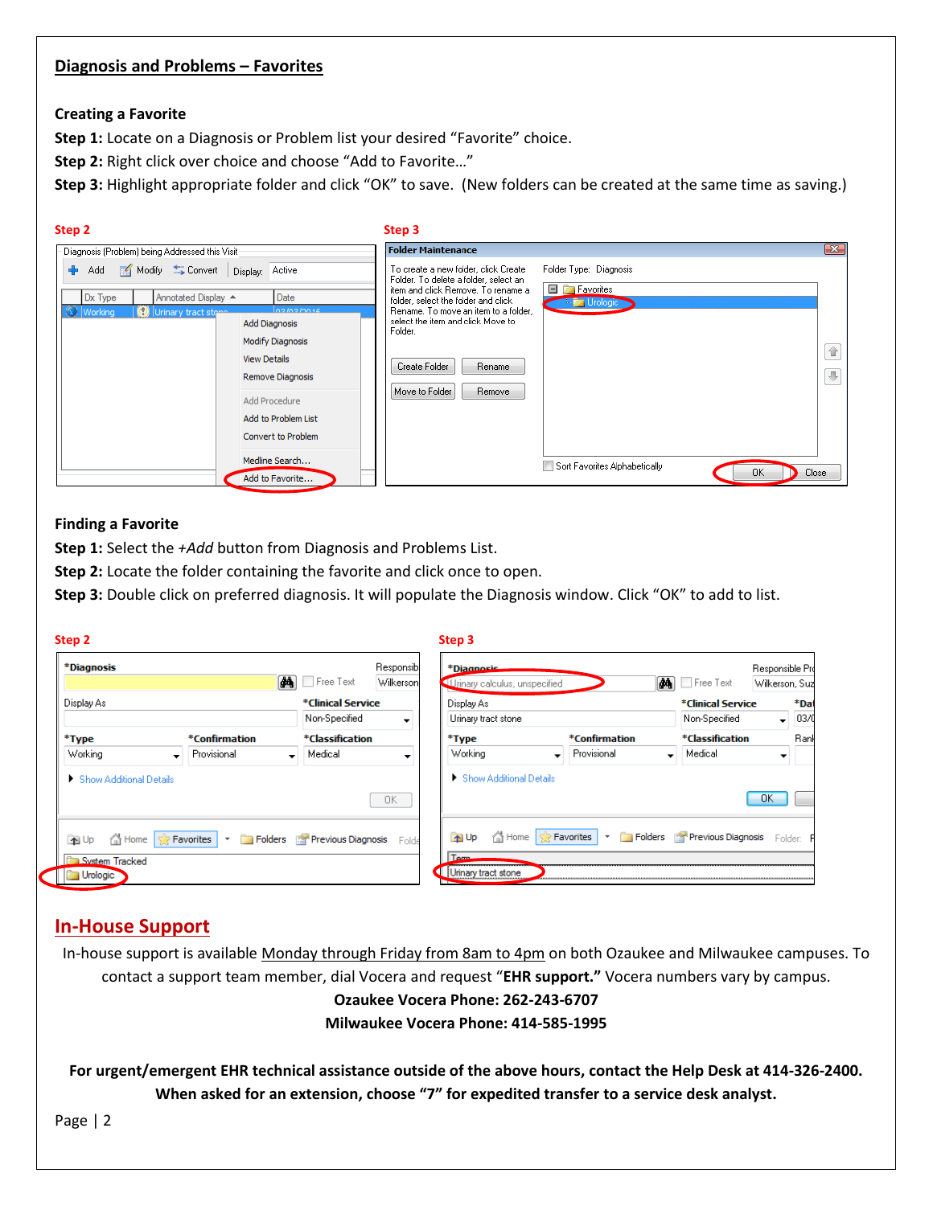## Diagnosis and Problems – Favorites

### Creating a Favorite

**Step 1:** Locate on a Diagnosis or Problem list your desired "Favorite" choice.

**Step 2:** Right click over choice and choose "Add to Favorite…"

**Step 3:** Highlight appropriate folder and click "OK" to save. (New folders can be created at the same time as saving.)

Step 2

Step 3

### Finding a Favorite

**Step 1:** Select the *+Add* button from Diagnosis and Problems List.

**Step 2:** Locate the folder containing the favorite and click once to open.

**Step 3:** Double click on preferred diagnosis. It will populate the Diagnosis window. Click "OK" to add to list.

Step 2

Step 3

## In-House Support

In-house support is available Monday through Friday from 8am to 4pm on both Ozaukee and Milwaukee campuses. To contact a support team member, dial Vocera and request "**EHR support.**" Vocera numbers vary by campus.

**Ozaukee Vocera Phone: 262-243-6707**

**Milwaukee Vocera Phone: 414-585-1995**

**For urgent/emergent EHR technical assistance outside of the above hours, contact the Help Desk at 414-326-2400. When asked for an extension, choose "7" for expedited transfer to a service desk analyst.**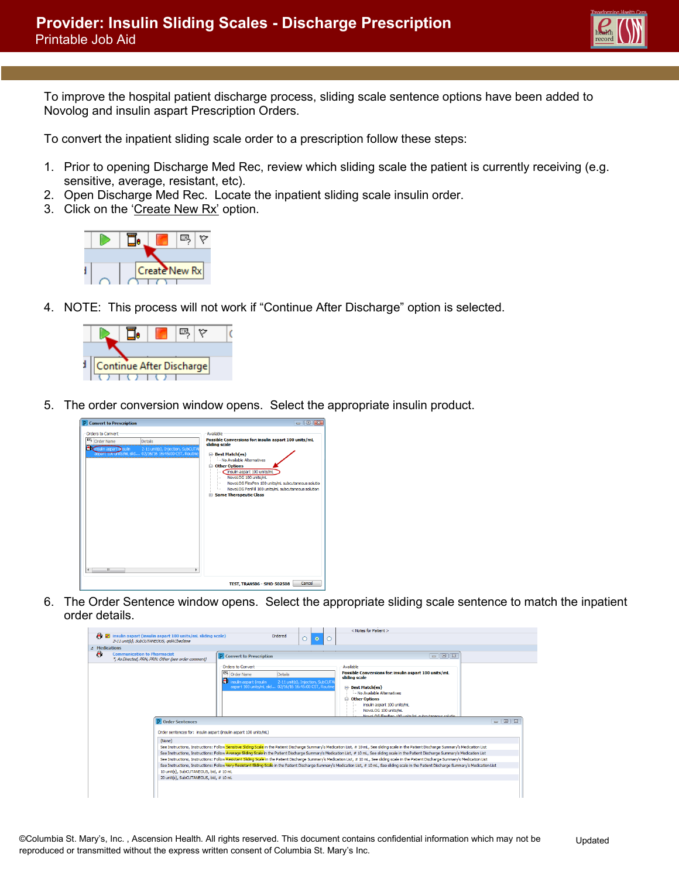# Provider: Insulin Sliding Scales - Discharge Prescription

Printable Job Aid

To improve the hospital patient discharge process, sliding scale sentence options have been added to Novolog and insulin aspart Prescription Orders.

To convert the inpatient sliding scale order to a prescription follow these steps:

1. Prior to opening Discharge Med Rec, review which sliding scale the patient is currently receiving (e.g. sensitive, average, resistant, etc).
2. Open Discharge Med Rec. Locate the inpatient sliding scale insulin order.
3. Click on the 'Create New Rx' option.

4. NOTE: This process will not work if "Continue After Discharge" option is selected.

5. The order conversion window opens. Select the appropriate insulin product.

6. The Order Sentence window opens. Select the appropriate sliding scale sentence to match the inpatient order details.

©Columbia St. Mary's, Inc. , Ascension Health. All rights reserved. This document contains confidential information which may not be reproduced or transmitted without the express written consent of Columbia St. Mary's Inc.

Updated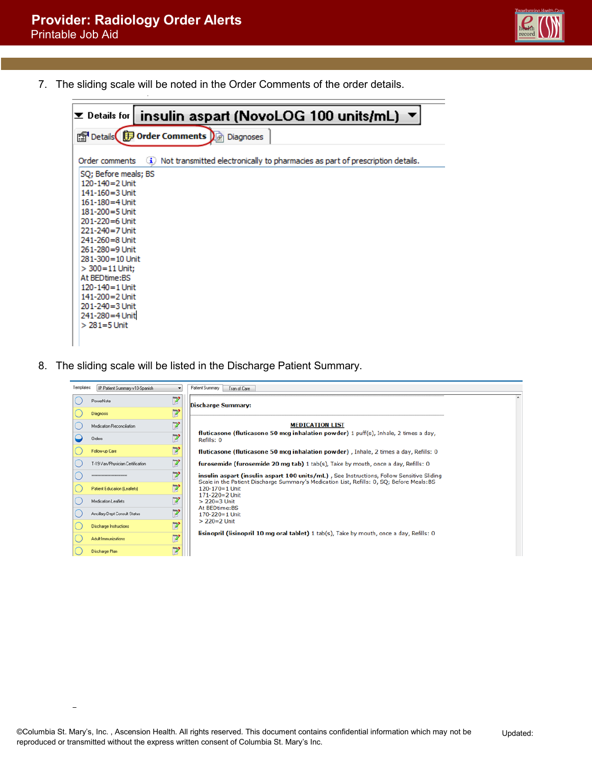7. The sliding scale will be noted in the Order Comments of the order details.

Details for insulin aspart (NovoLOG 100 units/mL)

Details | Order Comments | Diagnoses

Order comments — Not transmitted electronically to pharmacies as part of prescription details.

SQ; Before meals; BS
120-140=2 Unit
141-160=3 Unit
161-180=4 Unit
181-200=5 Unit
201-220=6 Unit
221-240=7 Unit
241-260=8 Unit
261-280=9 Unit
281-300=10 Unit
> 300=11 Unit;
At BEDtime:BS
120-140=1 Unit
141-200=2 Unit
201-240=3 Unit
241-280=4 Unit
> 281=5 Unit

8. The sliding scale will be listed in the Discharge Patient Summary.

Templates: IP Patient Summary v10-Spanish

- PowerNote
- Diagnosis
- Medication Reconciliation
- Orders
- Follow-up Care
- T-19 Van/Physician Certification
- ************************
- Patient Education (Leaflets)
- Medication Leaflets
- Ancillary Dept Consult Status
- Discharge Instructions
- Adult Immunizations
- Discharge Plan

Patient Summary | Tran of Care

**Discharge Summary:**

**MEDICATION LIST**

**fluticasone (fluticasone 50 mcg inhalation powder)** 1 puff(s), Inhale, 2 times a day, Refills: 0

**fluticasone (fluticasone 50 mcg inhalation powder)** , Inhale, 2 times a day, Refills: 0

**furosemide (furosemide 20 mg tab)** 1 tab(s), Take by mouth, once a day, Refills: 0

**insulin aspart (insulin aspart 100 units/mL)** , See Instructions, Follow Sensitive Sliding Scale in the Patient Discharge Summary's Medication List, Refills: 0, SQ; Before Meals:BS
120-170=1 Unit
171-220=2 Unit
> 220=3 Unit
At BEDtime:BS
170-220=1 Unit
> 220=2 Unit

**lisinopril (lisinopril 10 mg oral tablet)** 1 tab(s), Take by mouth, once a day, Refills: 0